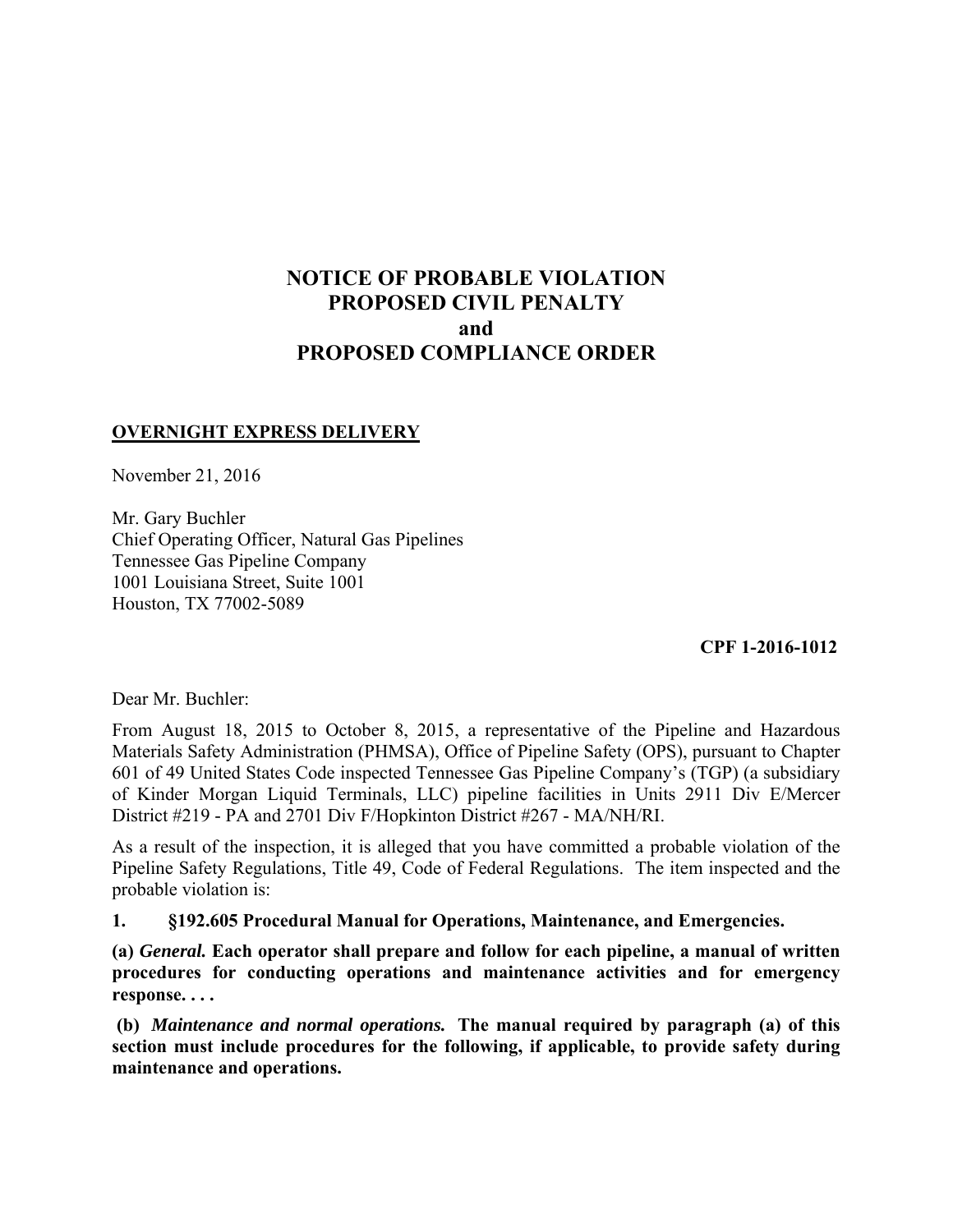# NOTICE OF PROBABLE VIOLATION
# PROPOSED CIVIL PENALTY
# and
# PROPOSED COMPLIANCE ORDER

**OVERNIGHT EXPRESS DELIVERY**

November 21, 2016

Mr. Gary Buchler
Chief Operating Officer, Natural Gas Pipelines
Tennessee Gas Pipeline Company
1001 Louisiana Street, Suite 1001
Houston, TX 77002-5089

**CPF 1-2016-1012**

Dear Mr. Buchler:

From August 18, 2015 to October 8, 2015, a representative of the Pipeline and Hazardous Materials Safety Administration (PHMSA), Office of Pipeline Safety (OPS), pursuant to Chapter 601 of 49 United States Code inspected Tennessee Gas Pipeline Company's (TGP) (a subsidiary of Kinder Morgan Liquid Terminals, LLC) pipeline facilities in Units 2911 Div E/Mercer District #219 - PA and 2701 Div F/Hopkinton District #267 - MA/NH/RI.

As a result of the inspection, it is alleged that you have committed a probable violation of the Pipeline Safety Regulations, Title 49, Code of Federal Regulations. The item inspected and the probable violation is:

**1. §192.605 Procedural Manual for Operations, Maintenance, and Emergencies.**

**(a) *General.* Each operator shall prepare and follow for each pipeline, a manual of written procedures for conducting operations and maintenance activities and for emergency response. . . .**

**(b) *Maintenance and normal operations.* The manual required by paragraph (a) of this section must include procedures for the following, if applicable, to provide safety during maintenance and operations.**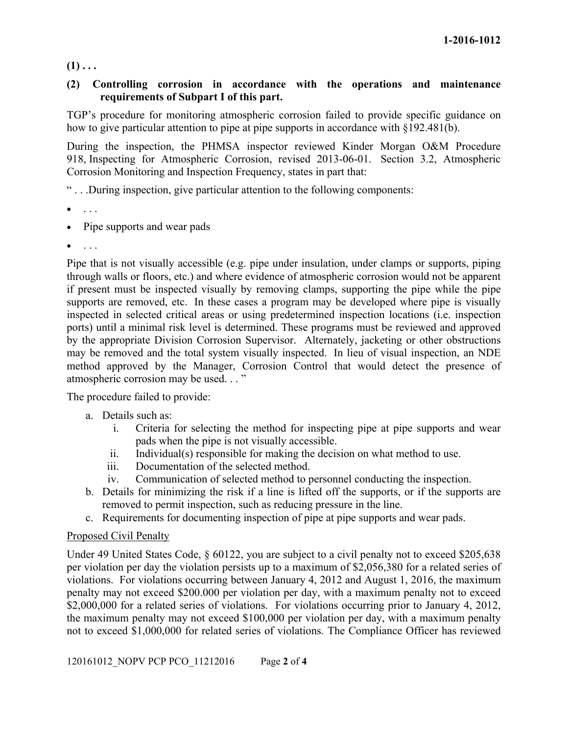**(1) . . .**

**(2) Controlling corrosion in accordance with the operations and maintenance requirements of Subpart I of this part.**

TGP's procedure for monitoring atmospheric corrosion failed to provide specific guidance on how to give particular attention to pipe at pipe supports in accordance with §192.481(b).

During the inspection, the PHMSA inspector reviewed Kinder Morgan O&M Procedure 918, Inspecting for Atmospheric Corrosion, revised 2013-06-01. Section 3.2, Atmospheric Corrosion Monitoring and Inspection Frequency, states in part that:

" . . .During inspection, give particular attention to the following components:

- . . .
- Pipe supports and wear pads
- . . .

Pipe that is not visually accessible (e.g. pipe under insulation, under clamps or supports, piping through walls or floors, etc.) and where evidence of atmospheric corrosion would not be apparent if present must be inspected visually by removing clamps, supporting the pipe while the pipe supports are removed, etc. In these cases a program may be developed where pipe is visually inspected in selected critical areas or using predetermined inspection locations (i.e. inspection ports) until a minimal risk level is determined. These programs must be reviewed and approved by the appropriate Division Corrosion Supervisor. Alternately, jacketing or other obstructions may be removed and the total system visually inspected. In lieu of visual inspection, an NDE method approved by the Manager, Corrosion Control that would detect the presence of atmospheric corrosion may be used. . . "

The procedure failed to provide:

a. Details such as:
   i. Criteria for selecting the method for inspecting pipe at pipe supports and wear pads when the pipe is not visually accessible.
   ii. Individual(s) responsible for making the decision on what method to use.
   iii. Documentation of the selected method.
   iv. Communication of selected method to personnel conducting the inspection.
b. Details for minimizing the risk if a line is lifted off the supports, or if the supports are removed to permit inspection, such as reducing pressure in the line.
c. Requirements for documenting inspection of pipe at pipe supports and wear pads.

Proposed Civil Penalty

Under 49 United States Code, § 60122, you are subject to a civil penalty not to exceed $205,638 per violation per day the violation persists up to a maximum of $2,056,380 for a related series of violations. For violations occurring between January 4, 2012 and August 1, 2016, the maximum penalty may not exceed $200.000 per violation per day, with a maximum penalty not to exceed $2,000,000 for a related series of violations. For violations occurring prior to January 4, 2012, the maximum penalty may not exceed $100,000 per violation per day, with a maximum penalty not to exceed $1,000,000 for related series of violations. The Compliance Officer has reviewed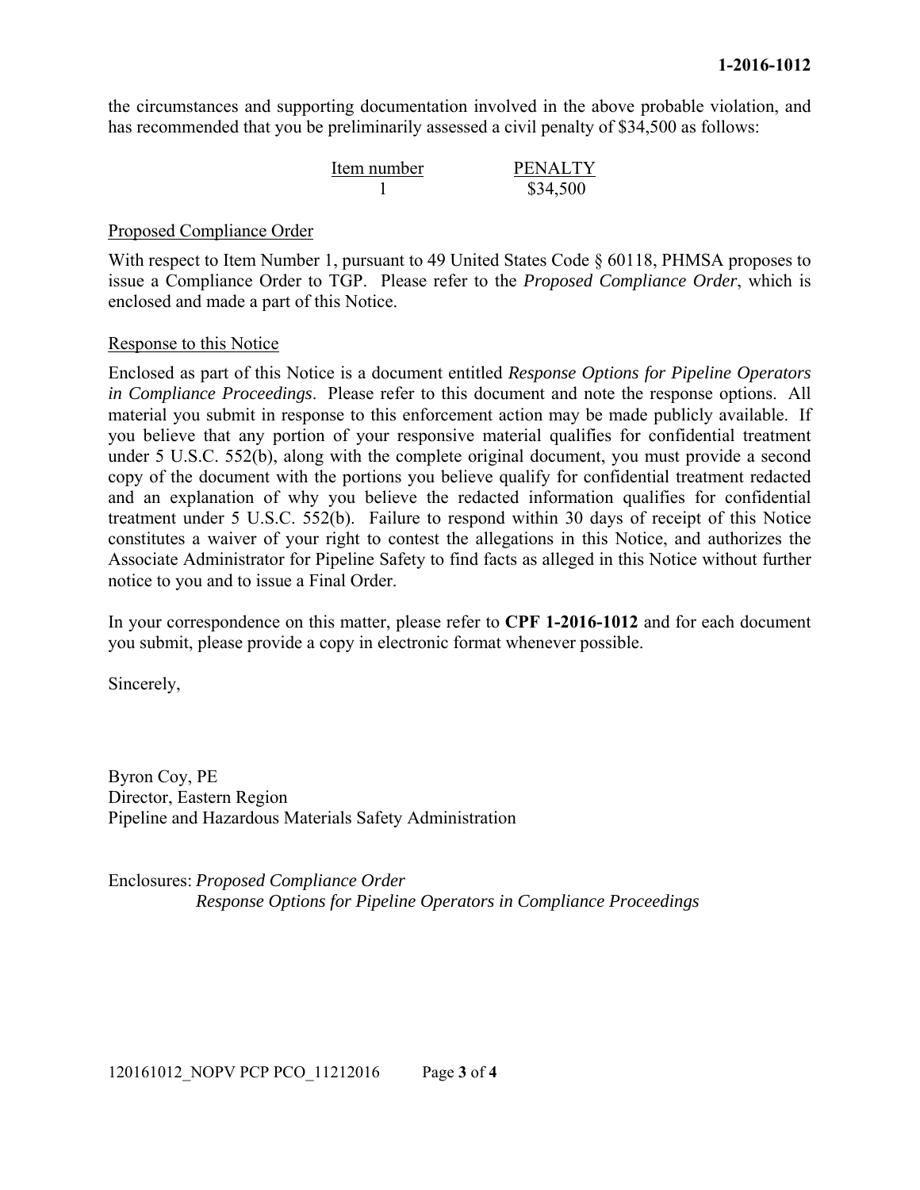the circumstances and supporting documentation involved in the above probable violation, and has recommended that you be preliminarily assessed a civil penalty of $34,500 as follows:

| Item number | PENALTY |
| --- | --- |
| 1 | $34,500 |

Proposed Compliance Order

With respect to Item Number 1, pursuant to 49 United States Code § 60118, PHMSA proposes to issue a Compliance Order to TGP. Please refer to the *Proposed Compliance Order*, which is enclosed and made a part of this Notice.

Response to this Notice

Enclosed as part of this Notice is a document entitled *Response Options for Pipeline Operators in Compliance Proceedings*. Please refer to this document and note the response options. All material you submit in response to this enforcement action may be made publicly available. If you believe that any portion of your responsive material qualifies for confidential treatment under 5 U.S.C. 552(b), along with the complete original document, you must provide a second copy of the document with the portions you believe qualify for confidential treatment redacted and an explanation of why you believe the redacted information qualifies for confidential treatment under 5 U.S.C. 552(b). Failure to respond within 30 days of receipt of this Notice constitutes a waiver of your right to contest the allegations in this Notice, and authorizes the Associate Administrator for Pipeline Safety to find facts as alleged in this Notice without further notice to you and to issue a Final Order.

In your correspondence on this matter, please refer to **CPF 1-2016-1012** and for each document you submit, please provide a copy in electronic format whenever possible.

Sincerely,

Byron Coy, PE
Director, Eastern Region
Pipeline and Hazardous Materials Safety Administration

Enclosures: *Proposed Compliance Order*
*Response Options for Pipeline Operators in Compliance Proceedings*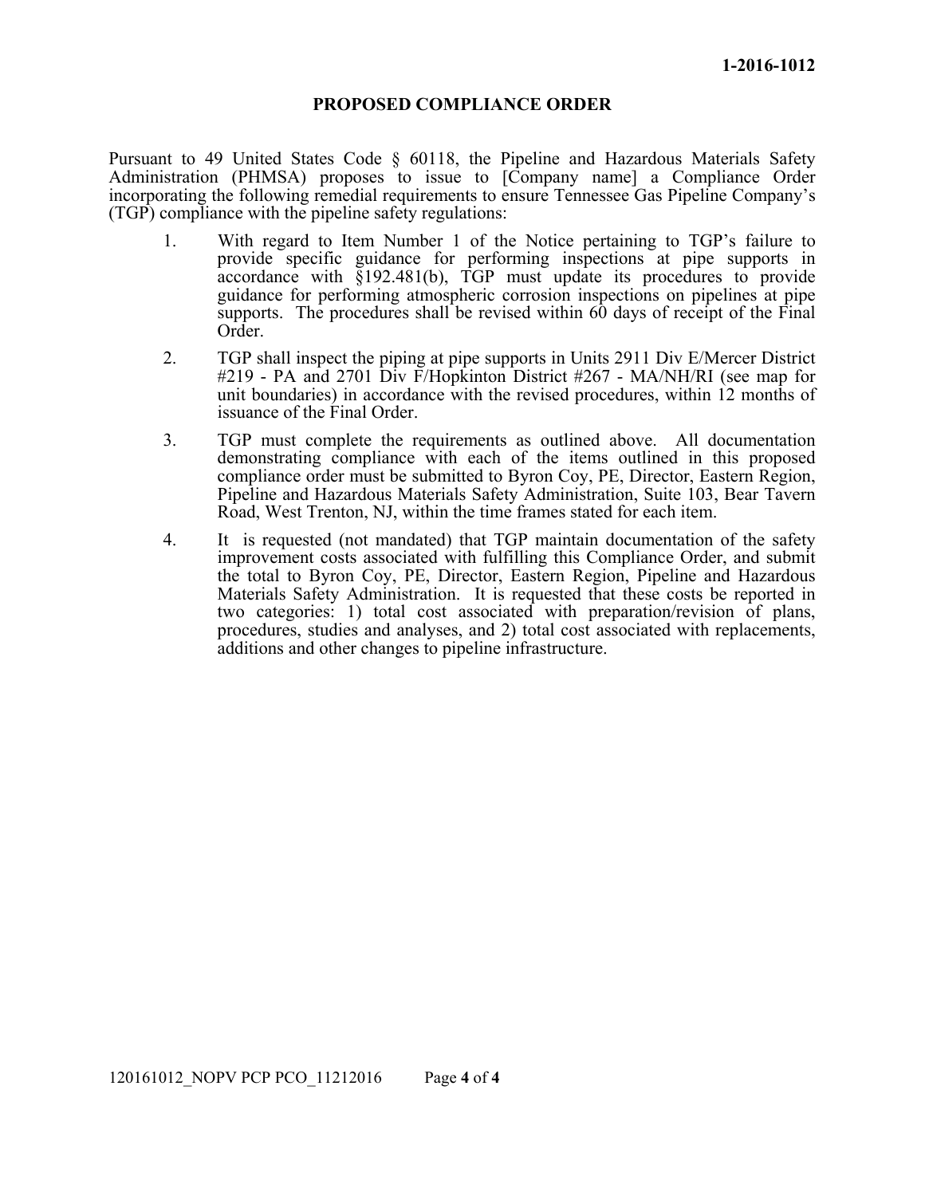1-2016-1012

## PROPOSED COMPLIANCE ORDER

Pursuant to 49 United States Code § 60118, the Pipeline and Hazardous Materials Safety Administration (PHMSA) proposes to issue to [Company name] a Compliance Order incorporating the following remedial requirements to ensure Tennessee Gas Pipeline Company's (TGP) compliance with the pipeline safety regulations:

1. With regard to Item Number 1 of the Notice pertaining to TGP's failure to provide specific guidance for performing inspections at pipe supports in accordance with §192.481(b), TGP must update its procedures to provide guidance for performing atmospheric corrosion inspections on pipelines at pipe supports. The procedures shall be revised within 60 days of receipt of the Final Order.

2. TGP shall inspect the piping at pipe supports in Units 2911 Div E/Mercer District #219 - PA and 2701 Div F/Hopkinton District #267 - MA/NH/RI (see map for unit boundaries) in accordance with the revised procedures, within 12 months of issuance of the Final Order.

3. TGP must complete the requirements as outlined above. All documentation demonstrating compliance with each of the items outlined in this proposed compliance order must be submitted to Byron Coy, PE, Director, Eastern Region, Pipeline and Hazardous Materials Safety Administration, Suite 103, Bear Tavern Road, West Trenton, NJ, within the time frames stated for each item.

4. It is requested (not mandated) that TGP maintain documentation of the safety improvement costs associated with fulfilling this Compliance Order, and submit the total to Byron Coy, PE, Director, Eastern Region, Pipeline and Hazardous Materials Safety Administration. It is requested that these costs be reported in two categories: 1) total cost associated with preparation/revision of plans, procedures, studies and analyses, and 2) total cost associated with replacements, additions and other changes to pipeline infrastructure.